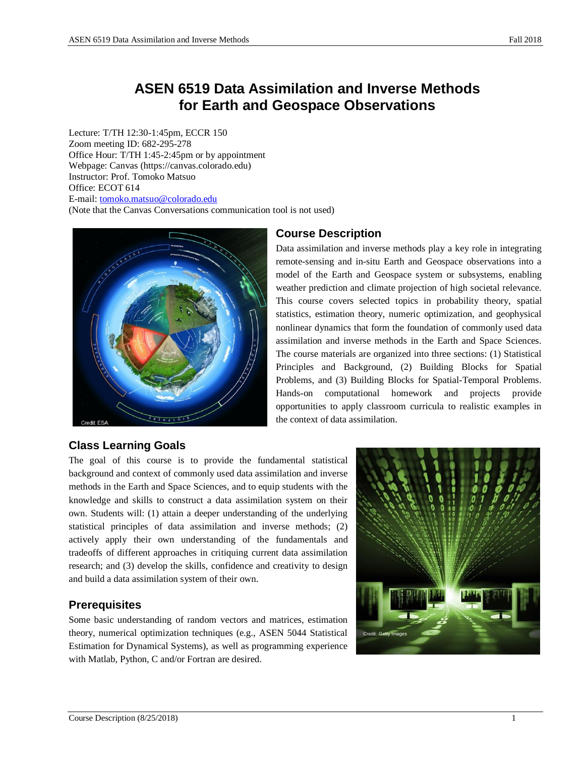# ASEN 6519 Data Assimilation and Inverse Methods for Earth and Geospace Observations

Lecture: T/TH 12:30-1:45pm, ECCR 150
Zoom meeting ID: 682-295-278
Office Hour: T/TH 1:45-2:45pm or by appointment
Webpage: Canvas (https://canvas.colorado.edu)
Instructor: Prof. Tomoko Matsuo
Office: ECOT 614
E-mail: tomoko.matsuo@colorado.edu
(Note that the Canvas Conversations communication tool is not used)

## Course Description

Data assimilation and inverse methods play a key role in integrating remote-sensing and in-situ Earth and Geospace observations into a model of the Earth and Geospace system or subsystems, enabling weather prediction and climate projection of high societal relevance. This course covers selected topics in probability theory, spatial statistics, estimation theory, numeric optimization, and geophysical nonlinear dynamics that form the foundation of commonly used data assimilation and inverse methods in the Earth and Space Sciences. The course materials are organized into three sections: (1) Statistical Principles and Background, (2) Building Blocks for Spatial Problems, and (3) Building Blocks for Spatial-Temporal Problems. Hands-on computational homework and projects provide opportunities to apply classroom curricula to realistic examples in the context of data assimilation.

## Class Learning Goals

The goal of this course is to provide the fundamental statistical background and context of commonly used data assimilation and inverse methods in the Earth and Space Sciences, and to equip students with the knowledge and skills to construct a data assimilation system on their own. Students will: (1) attain a deeper understanding of the underlying statistical principles of data assimilation and inverse methods; (2) actively apply their own understanding of the fundamentals and tradeoffs of different approaches in critiquing current data assimilation research; and (3) develop the skills, confidence and creativity to design and build a data assimilation system of their own.

## Prerequisites

Some basic understanding of random vectors and matrices, estimation theory, numerical optimization techniques (e.g., ASEN 5044 Statistical Estimation for Dynamical Systems), as well as programming experience with Matlab, Python, C and/or Fortran are desired.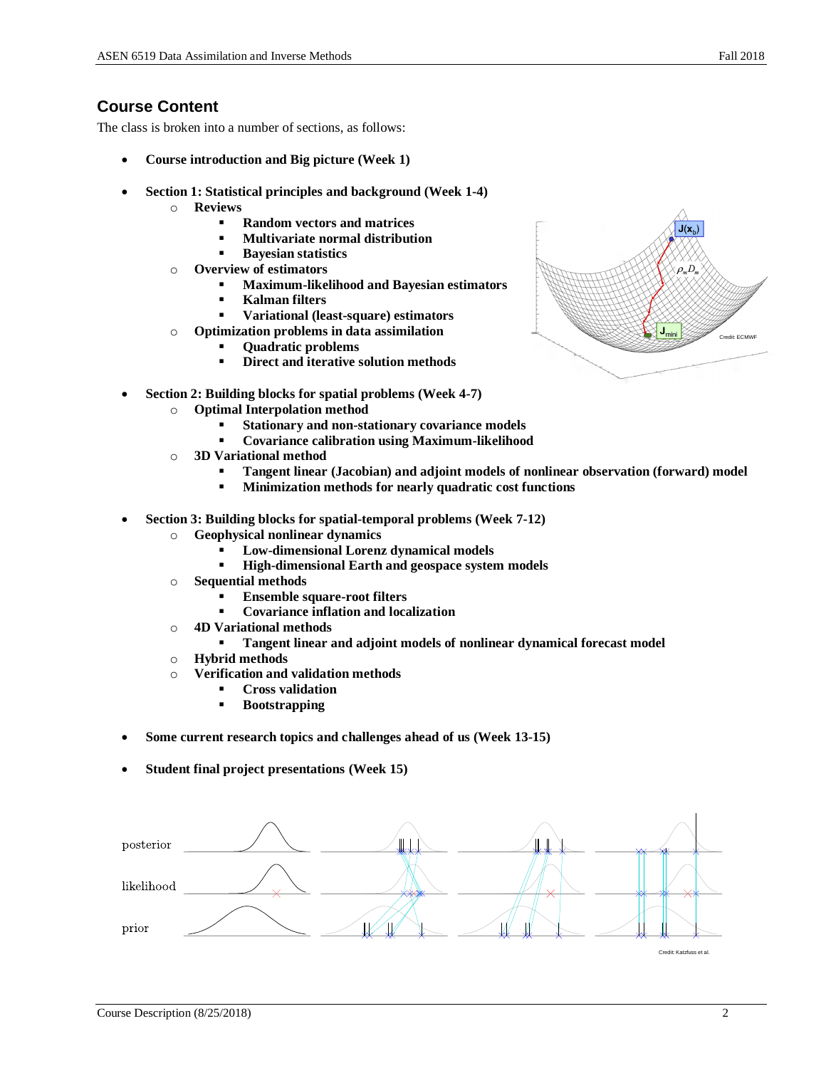## Course Content

The class is broken into a number of sections, as follows:

- **Course introduction and Big picture (Week 1)**

- **Section 1: Statistical principles and background (Week 1-4)**
  - **Reviews**
    - **Random vectors and matrices**
    - **Multivariate normal distribution**
    - **Bayesian statistics**
  - **Overview of estimators**
    - **Maximum-likelihood and Bayesian estimators**
    - **Kalman filters**
    - **Variational (least-square) estimators**
  - **Optimization problems in data assimilation**
    - **Quadratic problems**
    - **Direct and iterative solution methods**

- **Section 2: Building blocks for spatial problems (Week 4-7)**
  - **Optimal Interpolation method**
    - **Stationary and non-stationary covariance models**
    - **Covariance calibration using Maximum-likelihood**
  - **3D Variational method**
    - **Tangent linear (Jacobian) and adjoint models of nonlinear observation (forward) model**
    - **Minimization methods for nearly quadratic cost functions**

- **Section 3: Building blocks for spatial-temporal problems (Week 7-12)**
  - **Geophysical nonlinear dynamics**
    - **Low-dimensional Lorenz dynamical models**
    - **High-dimensional Earth and geospace system models**
  - **Sequential methods**
    - **Ensemble square-root filters**
    - **Covariance inflation and localization**
  - **4D Variational methods**
    - **Tangent linear and adjoint models of nonlinear dynamical forecast model**
  - **Hybrid methods**
  - **Verification and validation methods**
    - **Cross validation**
    - **Bootstrapping**

- **Some current research topics and challenges ahead of us (Week 13-15)**

- **Student final project presentations (Week 15)**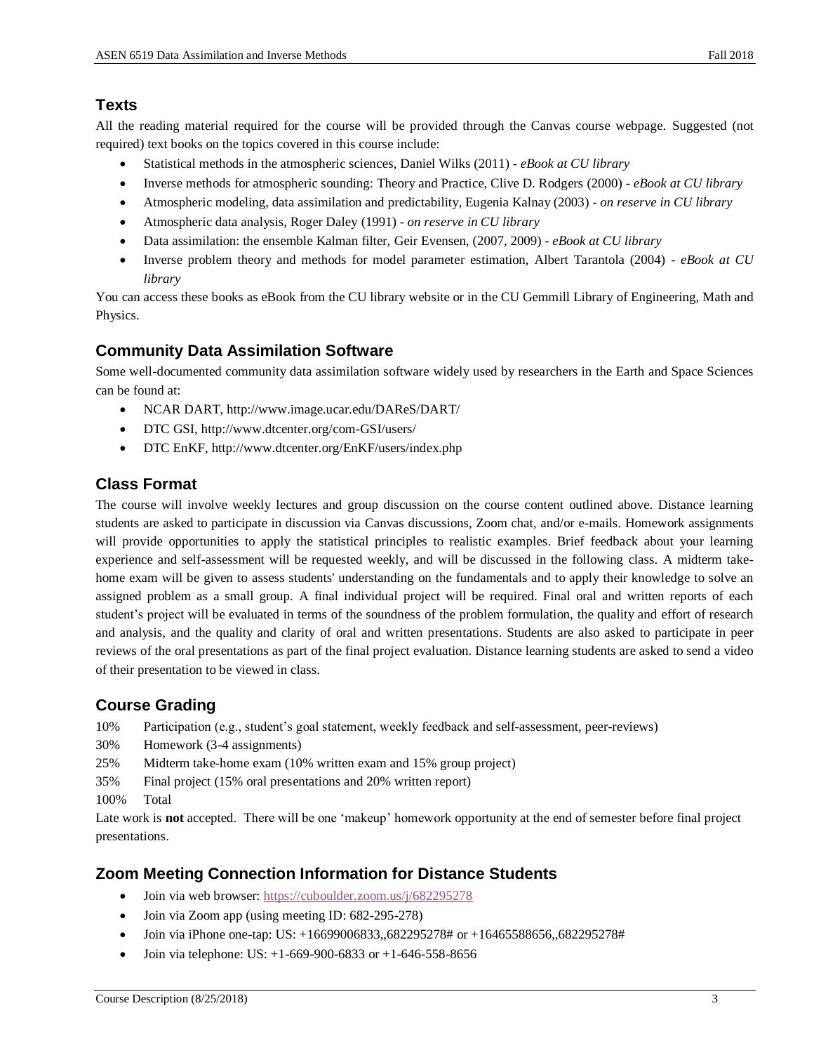## Texts

All the reading material required for the course will be provided through the Canvas course webpage. Suggested (not required) text books on the topics covered in this course include:

- Statistical methods in the atmospheric sciences, Daniel Wilks (2011) - *eBook at CU library*
- Inverse methods for atmospheric sounding: Theory and Practice, Clive D. Rodgers (2000) - *eBook at CU library*
- Atmospheric modeling, data assimilation and predictability, Eugenia Kalnay (2003) - *on reserve in CU library*
- Atmospheric data analysis, Roger Daley (1991) - *on reserve in CU library*
- Data assimilation: the ensemble Kalman filter, Geir Evensen, (2007, 2009) - *eBook at CU library*
- Inverse problem theory and methods for model parameter estimation, Albert Tarantola (2004) - *eBook at CU library*

You can access these books as eBook from the CU library website or in the CU Gemmill Library of Engineering, Math and Physics.

## Community Data Assimilation Software

Some well-documented community data assimilation software widely used by researchers in the Earth and Space Sciences can be found at:

- NCAR DART, http://www.image.ucar.edu/DAReS/DART/
- DTC GSI, http://www.dtcenter.org/com-GSI/users/
- DTC EnKF, http://www.dtcenter.org/EnKF/users/index.php

## Class Format

The course will involve weekly lectures and group discussion on the course content outlined above. Distance learning students are asked to participate in discussion via Canvas discussions, Zoom chat, and/or e-mails. Homework assignments will provide opportunities to apply the statistical principles to realistic examples. Brief feedback about your learning experience and self-assessment will be requested weekly, and will be discussed in the following class. A midterm take-home exam will be given to assess students' understanding on the fundamentals and to apply their knowledge to solve an assigned problem as a small group. A final individual project will be required. Final oral and written reports of each student's project will be evaluated in terms of the soundness of the problem formulation, the quality and effort of research and analysis, and the quality and clarity of oral and written presentations. Students are also asked to participate in peer reviews of the oral presentations as part of the final project evaluation. Distance learning students are asked to send a video of their presentation to be viewed in class.

## Course Grading

10% Participation (e.g., student's goal statement, weekly feedback and self-assessment, peer-reviews)
30% Homework (3-4 assignments)
25% Midterm take-home exam (10% written exam and 15% group project)
35% Final project (15% oral presentations and 20% written report)
100% Total

Late work is **not** accepted. There will be one 'makeup' homework opportunity at the end of semester before final project presentations.

## Zoom Meeting Connection Information for Distance Students

- Join via web browser: https://cuboulder.zoom.us/j/682295278
- Join via Zoom app (using meeting ID: 682-295-278)
- Join via iPhone one-tap: US: +16699006833,,682295278# or +16465588656,,682295278#
- Join via telephone: US: +1-669-900-6833 or +1-646-558-8656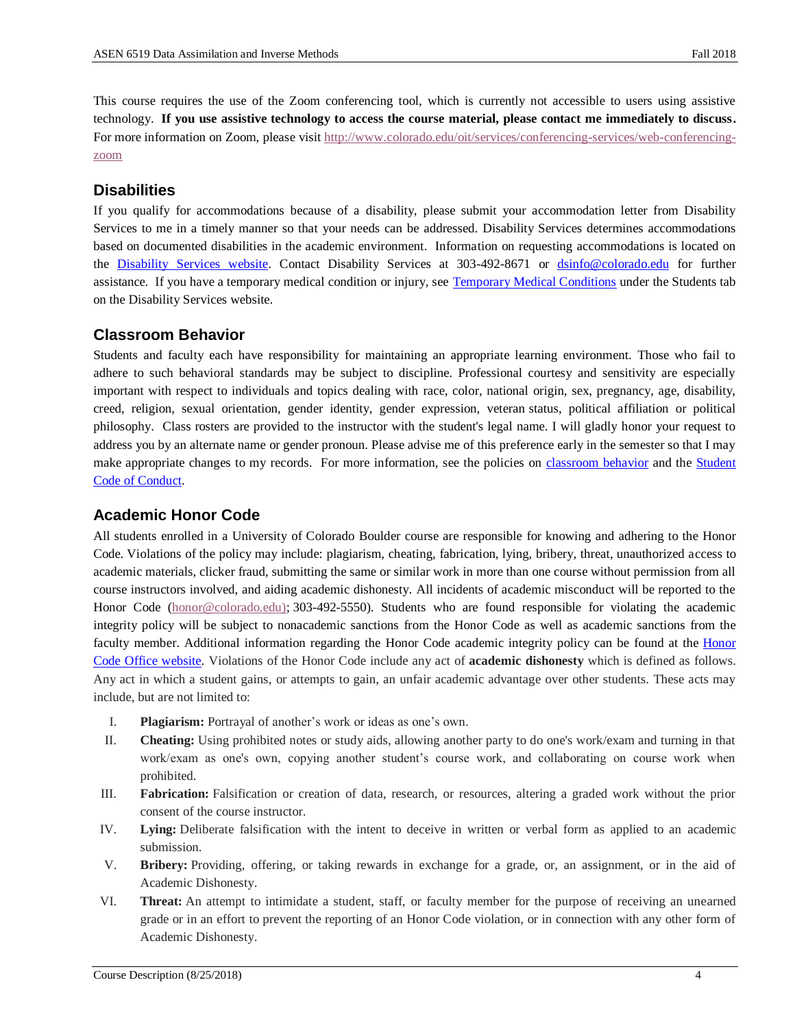This course requires the use of the Zoom conferencing tool, which is currently not accessible to users using assistive technology. **If you use assistive technology to access the course material, please contact me immediately to discuss.** For more information on Zoom, please visit http://www.colorado.edu/oit/services/conferencing-services/web-conferencing-zoom

## Disabilities

If you qualify for accommodations because of a disability, please submit your accommodation letter from Disability Services to me in a timely manner so that your needs can be addressed. Disability Services determines accommodations based on documented disabilities in the academic environment. Information on requesting accommodations is located on the Disability Services website. Contact Disability Services at 303-492-8671 or dsinfo@colorado.edu for further assistance. If you have a temporary medical condition or injury, see Temporary Medical Conditions under the Students tab on the Disability Services website.

## Classroom Behavior

Students and faculty each have responsibility for maintaining an appropriate learning environment. Those who fail to adhere to such behavioral standards may be subject to discipline. Professional courtesy and sensitivity are especially important with respect to individuals and topics dealing with race, color, national origin, sex, pregnancy, age, disability, creed, religion, sexual orientation, gender identity, gender expression, veteran status, political affiliation or political philosophy. Class rosters are provided to the instructor with the student's legal name. I will gladly honor your request to address you by an alternate name or gender pronoun. Please advise me of this preference early in the semester so that I may make appropriate changes to my records. For more information, see the policies on classroom behavior and the Student Code of Conduct.

## Academic Honor Code

All students enrolled in a University of Colorado Boulder course are responsible for knowing and adhering to the Honor Code. Violations of the policy may include: plagiarism, cheating, fabrication, lying, bribery, threat, unauthorized access to academic materials, clicker fraud, submitting the same or similar work in more than one course without permission from all course instructors involved, and aiding academic dishonesty. All incidents of academic misconduct will be reported to the Honor Code (honor@colorado.edu); 303-492-5550). Students who are found responsible for violating the academic integrity policy will be subject to nonacademic sanctions from the Honor Code as well as academic sanctions from the faculty member. Additional information regarding the Honor Code academic integrity policy can be found at the Honor Code Office website. Violations of the Honor Code include any act of **academic dishonesty** which is defined as follows. Any act in which a student gains, or attempts to gain, an unfair academic advantage over other students. These acts may include, but are not limited to:

I. **Plagiarism:** Portrayal of another's work or ideas as one's own.

II. **Cheating:** Using prohibited notes or study aids, allowing another party to do one's work/exam and turning in that work/exam as one's own, copying another student's course work, and collaborating on course work when prohibited.

III. **Fabrication:** Falsification or creation of data, research, or resources, altering a graded work without the prior consent of the course instructor.

IV. **Lying:** Deliberate falsification with the intent to deceive in written or verbal form as applied to an academic submission.

V. **Bribery:** Providing, offering, or taking rewards in exchange for a grade, or, an assignment, or in the aid of Academic Dishonesty.

VI. **Threat:** An attempt to intimidate a student, staff, or faculty member for the purpose of receiving an unearned grade or in an effort to prevent the reporting of an Honor Code violation, or in connection with any other form of Academic Dishonesty.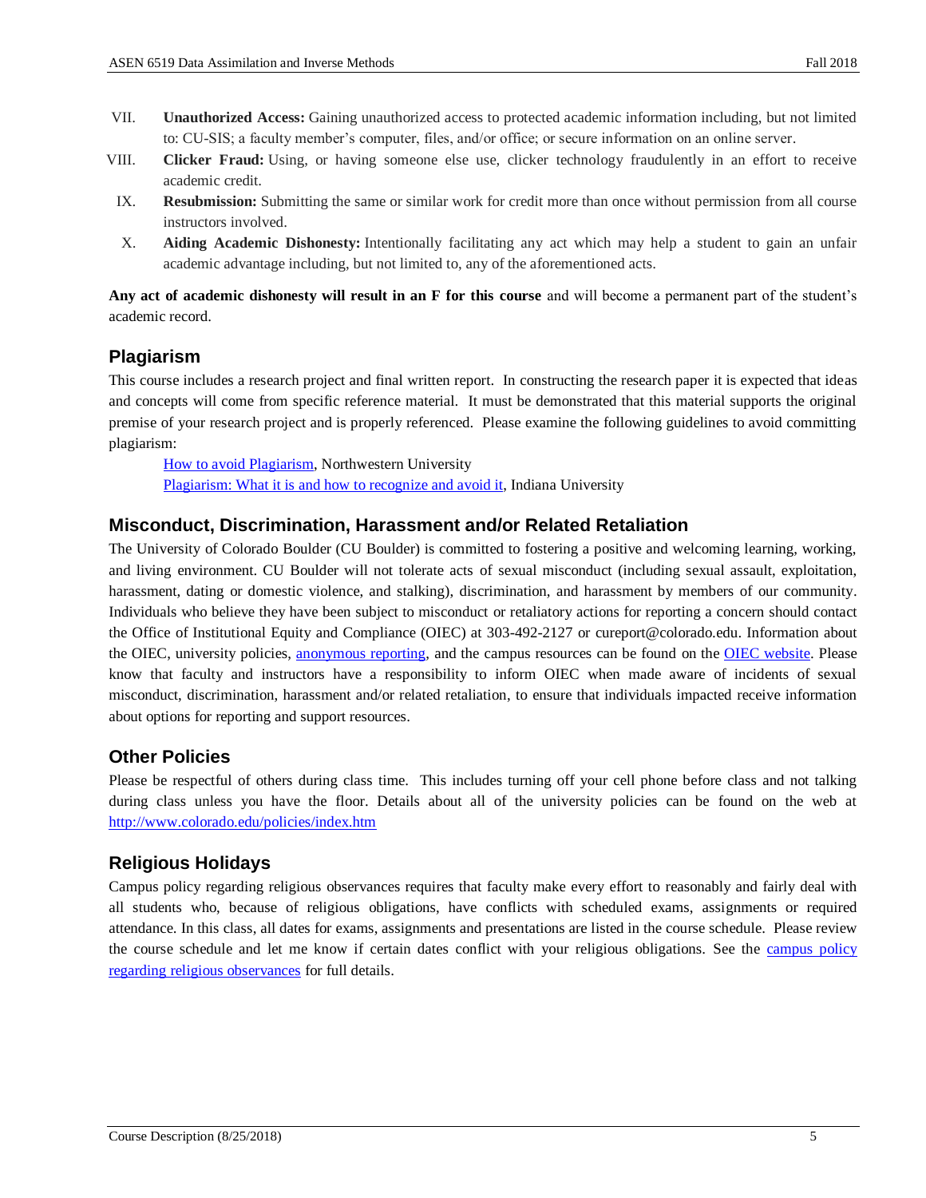VII. **Unauthorized Access:** Gaining unauthorized access to protected academic information including, but not limited to: CU-SIS; a faculty member's computer, files, and/or office; or secure information on an online server.

VIII. **Clicker Fraud:** Using, or having someone else use, clicker technology fraudulently in an effort to receive academic credit.

IX. **Resubmission:** Submitting the same or similar work for credit more than once without permission from all course instructors involved.

X. **Aiding Academic Dishonesty:** Intentionally facilitating any act which may help a student to gain an unfair academic advantage including, but not limited to, any of the aforementioned acts.

**Any act of academic dishonesty will result in an F for this course** and will become a permanent part of the student's academic record.

## Plagiarism

This course includes a research project and final written report. In constructing the research paper it is expected that ideas and concepts will come from specific reference material. It must be demonstrated that this material supports the original premise of your research project and is properly referenced. Please examine the following guidelines to avoid committing plagiarism:

How to avoid Plagiarism, Northwestern University
Plagiarism: What it is and how to recognize and avoid it, Indiana University

## Misconduct, Discrimination, Harassment and/or Related Retaliation

The University of Colorado Boulder (CU Boulder) is committed to fostering a positive and welcoming learning, working, and living environment. CU Boulder will not tolerate acts of sexual misconduct (including sexual assault, exploitation, harassment, dating or domestic violence, and stalking), discrimination, and harassment by members of our community. Individuals who believe they have been subject to misconduct or retaliatory actions for reporting a concern should contact the Office of Institutional Equity and Compliance (OIEC) at 303-492-2127 or cureport@colorado.edu. Information about the OIEC, university policies, anonymous reporting, and the campus resources can be found on the OIEC website. Please know that faculty and instructors have a responsibility to inform OIEC when made aware of incidents of sexual misconduct, discrimination, harassment and/or related retaliation, to ensure that individuals impacted receive information about options for reporting and support resources.

## Other Policies

Please be respectful of others during class time. This includes turning off your cell phone before class and not talking during class unless you have the floor. Details about all of the university policies can be found on the web at http://www.colorado.edu/policies/index.htm

## Religious Holidays

Campus policy regarding religious observances requires that faculty make every effort to reasonably and fairly deal with all students who, because of religious obligations, have conflicts with scheduled exams, assignments or required attendance. In this class, all dates for exams, assignments and presentations are listed in the course schedule. Please review the course schedule and let me know if certain dates conflict with your religious obligations. See the campus policy regarding religious observances for full details.